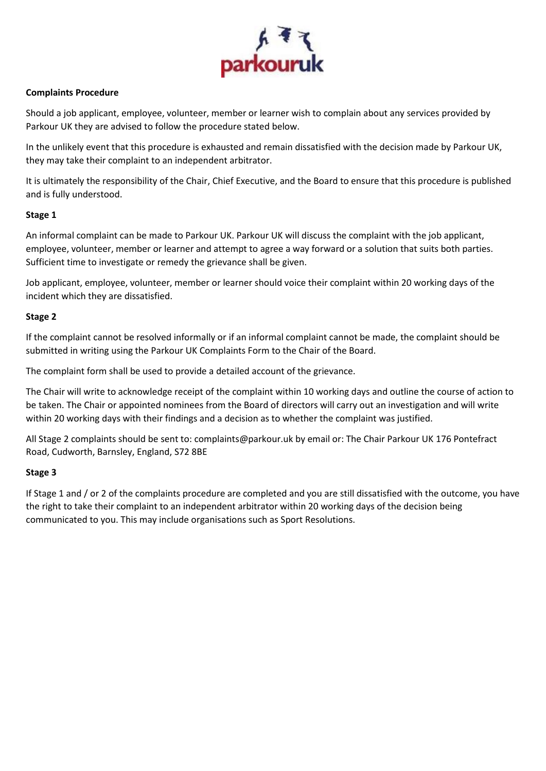**Complaints Procedure**

Should a job applicant, employee, volunteer, member or learner wish to complain about any services provided by Parkour UK they are advised to follow the procedure stated below.

In the unlikely event that this procedure is exhausted and remain dissatisfied with the decision made by Parkour UK, they may take their complaint to an independent arbitrator.

It is ultimately the responsibility of the Chair, Chief Executive, and the Board to ensure that this procedure is published and is fully understood.

**Stage 1**

An informal complaint can be made to Parkour UK. Parkour UK will discuss the complaint with the job applicant, employee, volunteer, member or learner and attempt to agree a way forward or a solution that suits both parties. Sufficient time to investigate or remedy the grievance shall be given.

Job applicant, employee, volunteer, member or learner should voice their complaint within 20 working days of the incident which they are dissatisfied.

**Stage 2**

If the complaint cannot be resolved informally or if an informal complaint cannot be made, the complaint should be submitted in writing using the Parkour UK Complaints Form to the Chair of the Board.

The complaint form shall be used to provide a detailed account of the grievance.

The Chair will write to acknowledge receipt of the complaint within 10 working days and outline the course of action to be taken. The Chair or appointed nominees from the Board of directors will carry out an investigation and will write within 20 working days with their findings and a decision as to whether the complaint was justified.

All Stage 2 complaints should be sent to: complaints@parkour.uk by email or: The Chair Parkour UK 176 Pontefract Road, Cudworth, Barnsley, England, S72 8BE

**Stage 3**

If Stage 1 and / or 2 of the complaints procedure are completed and you are still dissatisfied with the outcome, you have the right to take their complaint to an independent arbitrator within 20 working days of the decision being communicated to you. This may include organisations such as Sport Resolutions.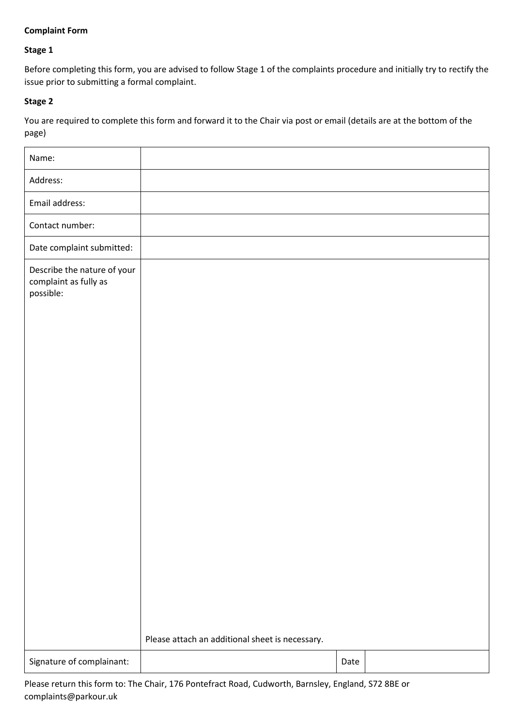**Complaint Form**

**Stage 1**

Before completing this form, you are advised to follow Stage 1 of the complaints procedure and initially try to rectify the issue prior to submitting a formal complaint.

**Stage 2**

You are required to complete this form and forward it to the Chair via post or email (details are at the bottom of the page)

| | | | |
|---|---|---|---|
| Name: | | | |
| Address: | | | |
| Email address: | | | |
| Contact number: | | | |
| Date complaint submitted: | | | |
| Describe the nature of your complaint as fully as possible: | Please attach an additional sheet is necessary. | | |
| Signature of complainant: | | Date | |

Please return this form to: The Chair, 176 Pontefract Road, Cudworth, Barnsley, England, S72 8BE or complaints@parkour.uk